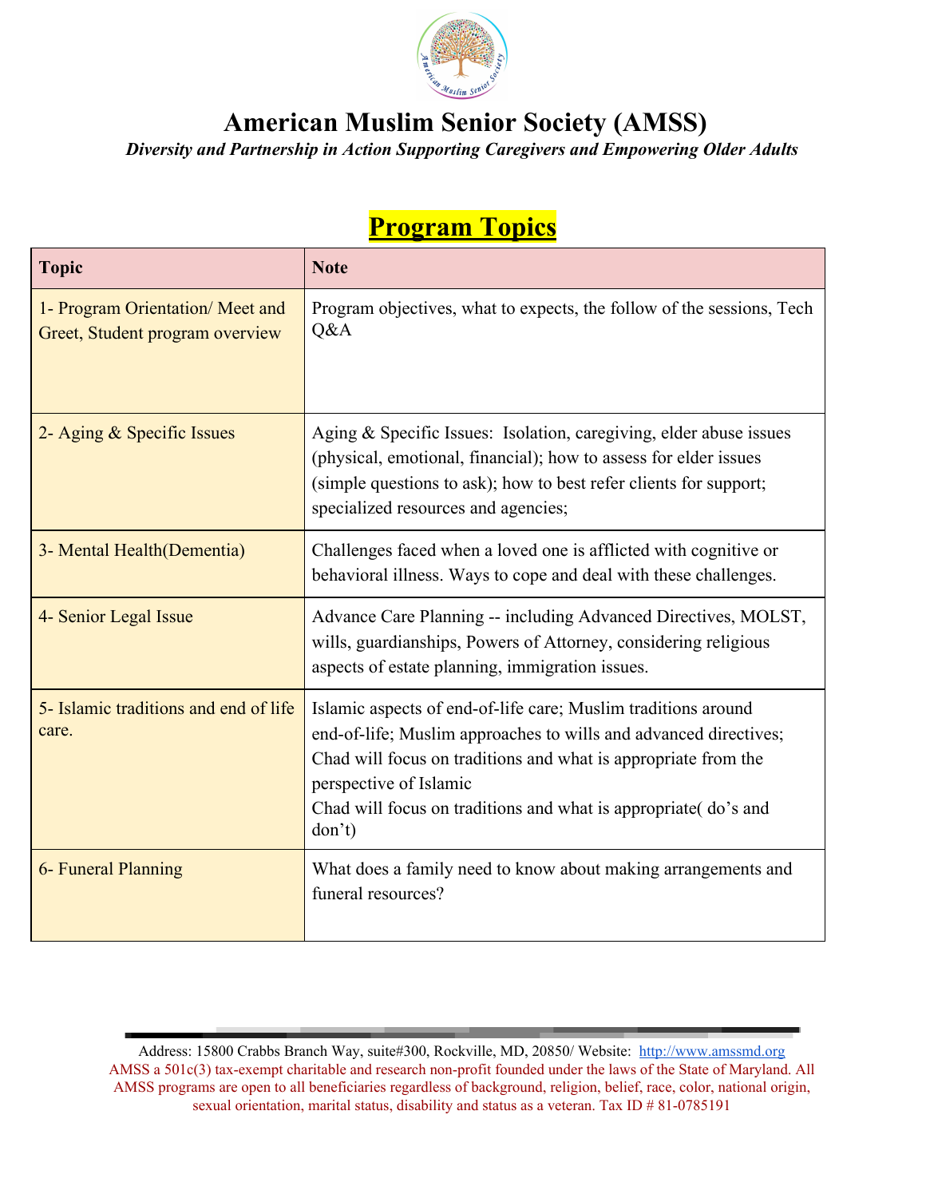# American Muslim Senior Society (AMSS)

***Diversity and Partnership in Action Supporting Caregivers and Empowering Older Adults***

## Program Topics

| Topic | Note |
|---|---|
| 1- Program Orientation/ Meet and Greet, Student program overview | Program objectives, what to expects, the follow of the sessions, Tech Q&A |
| 2- Aging & Specific Issues | Aging & Specific Issues: Isolation, caregiving, elder abuse issues (physical, emotional, financial); how to assess for elder issues (simple questions to ask); how to best refer clients for support; specialized resources and agencies; |
| 3- Mental Health(Dementia) | Challenges faced when a loved one is afflicted with cognitive or behavioral illness. Ways to cope and deal with these challenges. |
| 4- Senior Legal Issue | Advance Care Planning -- including Advanced Directives, MOLST, wills, guardianships, Powers of Attorney, considering religious aspects of estate planning, immigration issues. |
| 5- Islamic traditions and end of life care. | Islamic aspects of end-of-life care; Muslim traditions around end-of-life; Muslim approaches to wills and advanced directives; Chad will focus on traditions and what is appropriate from the perspective of Islamic<br>Chad will focus on traditions and what is appropriate( do's and don't) |
| 6- Funeral Planning | What does a family need to know about making arrangements and funeral resources? |

Address: 15800 Crabbs Branch Way, suite#300, Rockville, MD, 20850/ Website: http://www.amssmd.org

AMSS a 501c(3) tax-exempt charitable and research non-profit founded under the laws of the State of Maryland. All AMSS programs are open to all beneficiaries regardless of background, religion, belief, race, color, national origin, sexual orientation, marital status, disability and status as a veteran. Tax ID # 81-0785191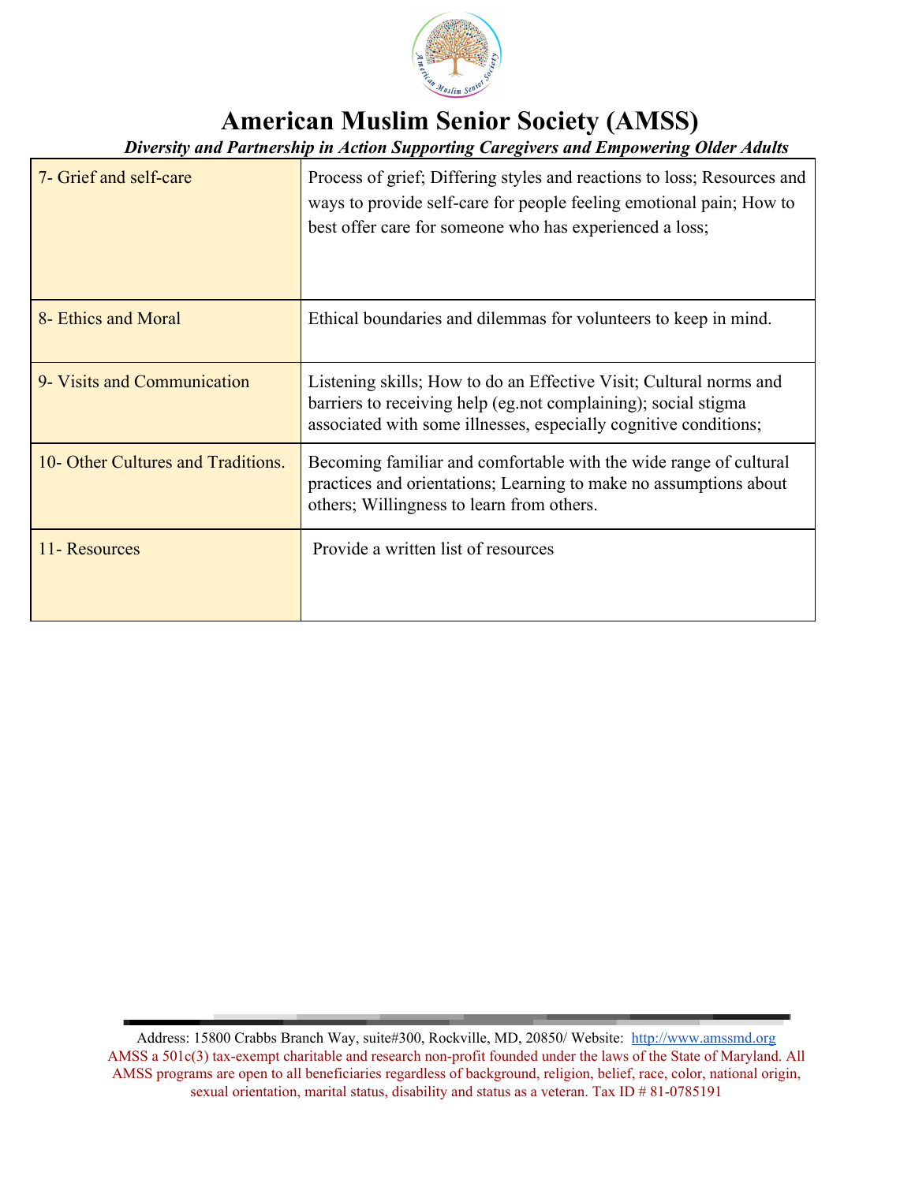# American Muslim Senior Society (AMSS)

***Diversity and Partnership in Action Supporting Caregivers and Empowering Older Adults***

| | |
|---|---|
| 7- Grief and self-care | Process of grief; Differing styles and reactions to loss; Resources and ways to provide self-care for people feeling emotional pain; How to best offer care for someone who has experienced a loss; |
| 8- Ethics and Moral | Ethical boundaries and dilemmas for volunteers to keep in mind. |
| 9- Visits and Communication | Listening skills; How to do an Effective Visit; Cultural norms and barriers to receiving help (eg.not complaining); social stigma associated with some illnesses, especially cognitive conditions; |
| 10- Other Cultures and Traditions. | Becoming familiar and comfortable with the wide range of cultural practices and orientations; Learning to make no assumptions about others; Willingness to learn from others. |
| 11- Resources | Provide a written list of resources |

Address: 15800 Crabbs Branch Way, suite#300, Rockville, MD, 20850/ Website: [http://www.amssmd.org](http://www.amssmd.org)

AMSS a 501c(3) tax-exempt charitable and research non-profit founded under the laws of the State of Maryland. All AMSS programs are open to all beneficiaries regardless of background, religion, belief, race, color, national origin, sexual orientation, marital status, disability and status as a veteran. Tax ID # 81-0785191